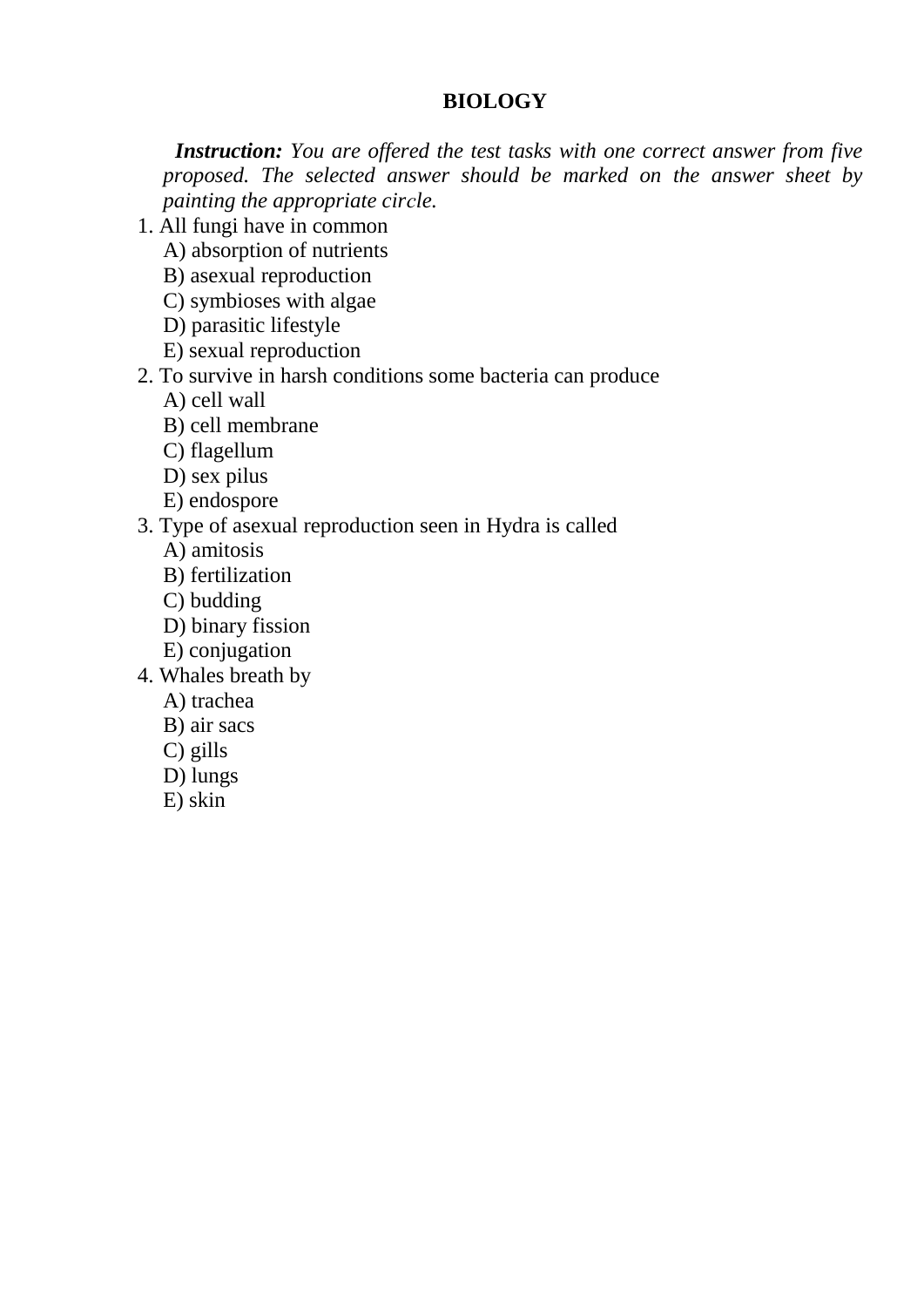# BIOLOGY

***Instruction:*** *You are offered the test tasks with one correct answer from five proposed. The selected answer should be marked on the answer sheet by painting the appropriate circle.*

1. All fungi have in common
   A) absorption of nutrients
   B) asexual reproduction
   C) symbioses with algae
   D) parasitic lifestyle
   E) sexual reproduction

2. To survive in harsh conditions some bacteria can produce
   A) cell wall
   B) cell membrane
   C) flagellum
   D) sex pilus
   E) endospore

3. Type of asexual reproduction seen in Hydra is called
   A) amitosis
   B) fertilization
   C) budding
   D) binary fission
   E) conjugation

4. Whales breath by
   A) trachea
   B) air sacs
   C) gills
   D) lungs
   E) skin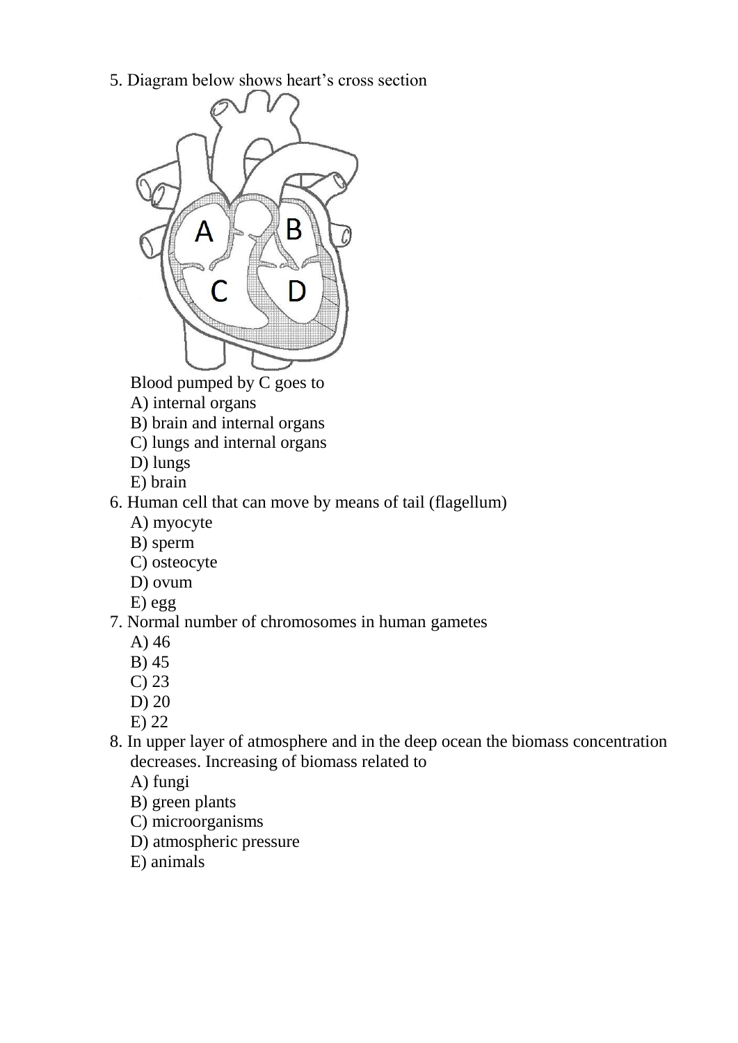5. Diagram below shows heart's cross section

Blood pumped by C goes to

A) internal organs
B) brain and internal organs
C) lungs and internal organs
D) lungs
E) brain

6. Human cell that can move by means of tail (flagellum)

A) myocyte
B) sperm
C) osteocyte
D) ovum
E) egg

7. Normal number of chromosomes in human gametes

A) 46
B) 45
C) 23
D) 20
E) 22

8. In upper layer of atmosphere and in the deep ocean the biomass concentration decreases. Increasing of biomass related to

A) fungi
B) green plants
C) microorganisms
D) atmospheric pressure
E) animals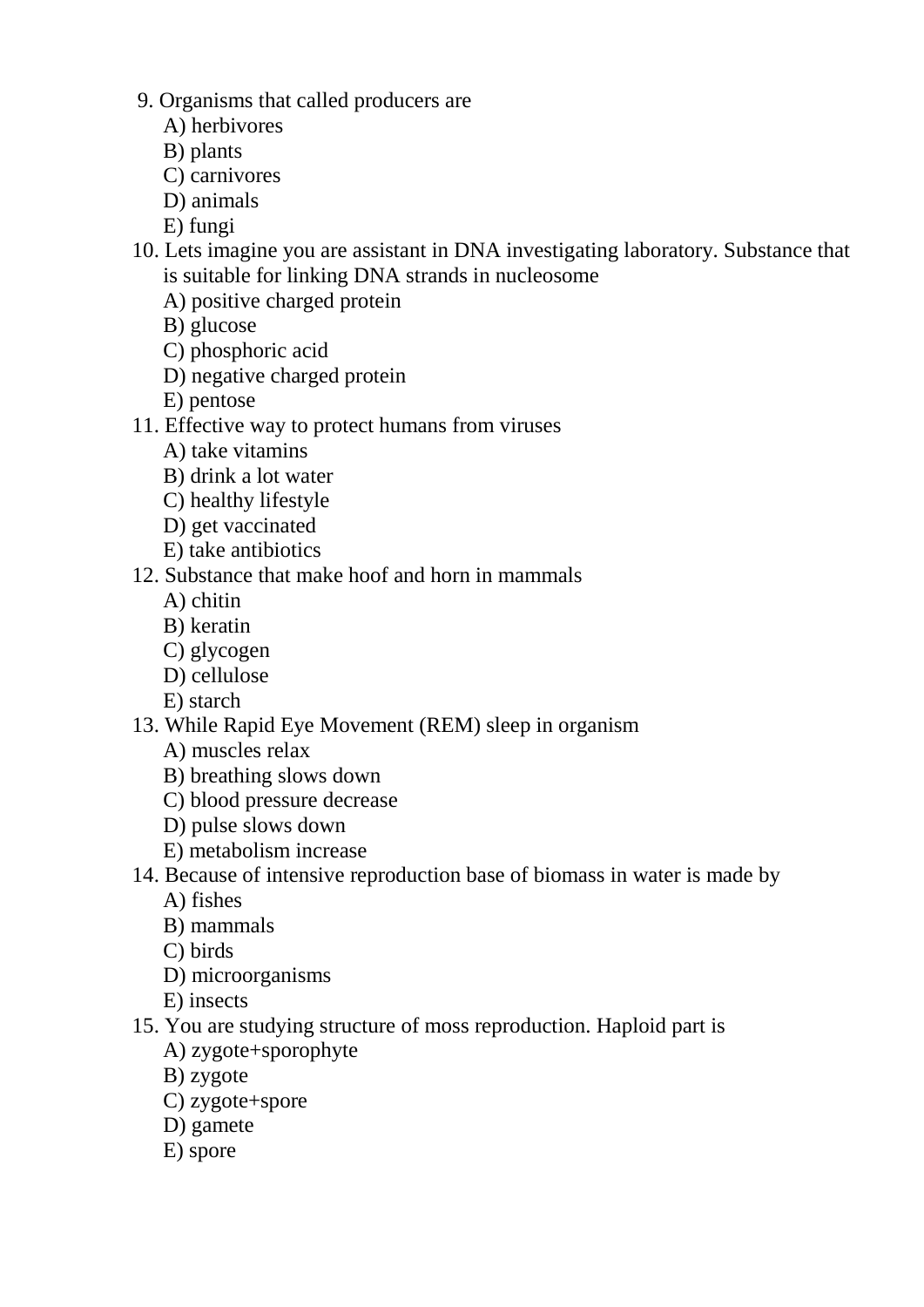9. Organisms that called producers are
   A) herbivores
   B) plants
   C) carnivores
   D) animals
   E) fungi
10. Lets imagine you are assistant in DNA investigating laboratory. Substance that is suitable for linking DNA strands in nucleosome
    A) positive charged protein
    B) glucose
    C) phosphoric acid
    D) negative charged protein
    E) pentose
11. Effective way to protect humans from viruses
    A) take vitamins
    B) drink a lot water
    C) healthy lifestyle
    D) get vaccinated
    E) take antibiotics
12. Substance that make hoof and horn in mammals
    A) chitin
    B) keratin
    C) glycogen
    D) cellulose
    E) starch
13. While Rapid Eye Movement (REM) sleep in organism
    A) muscles relax
    B) breathing slows down
    C) blood pressure decrease
    D) pulse slows down
    E) metabolism increase
14. Because of intensive reproduction base of biomass in water is made by
    A) fishes
    B) mammals
    C) birds
    D) microorganisms
    E) insects
15. You are studying structure of moss reproduction. Haploid part is
    A) zygote+sporophyte
    B) zygote
    C) zygote+spore
    D) gamete
    E) spore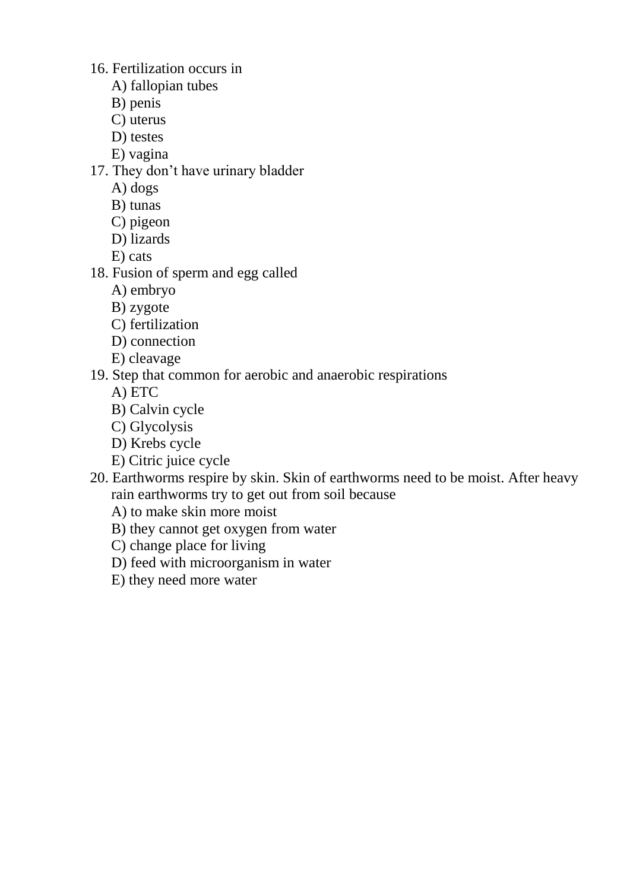16. Fertilization occurs in
    A) fallopian tubes
    B) penis
    C) uterus
    D) testes
    E) vagina
17. They don't have urinary bladder
    A) dogs
    B) tunas
    C) pigeon
    D) lizards
    E) cats
18. Fusion of sperm and egg called
    A) embryo
    B) zygote
    C) fertilization
    D) connection
    E) cleavage
19. Step that common for aerobic and anaerobic respirations
    A) ETC
    B) Calvin cycle
    C) Glycolysis
    D) Krebs cycle
    E) Citric juice cycle
20. Earthworms respire by skin. Skin of earthworms need to be moist. After heavy rain earthworms try to get out from soil because
    A) to make skin more moist
    B) they cannot get oxygen from water
    C) change place for living
    D) feed with microorganism in water
    E) they need more water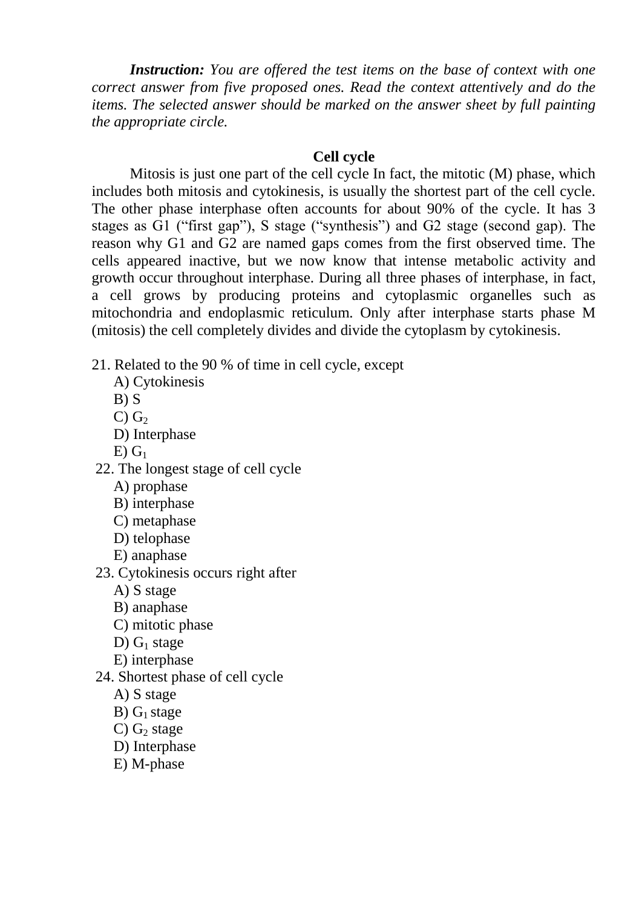***Instruction:*** *You are offered the test items on the base of context with one correct answer from five proposed ones. Read the context attentively and do the items. The selected answer should be marked on the answer sheet by full painting the appropriate circle.*

**Cell cycle**

Mitosis is just one part of the cell cycle In fact, the mitotic (M) phase, which includes both mitosis and cytokinesis, is usually the shortest part of the cell cycle. The other phase interphase often accounts for about 90% of the cycle. It has 3 stages as G1 ("first gap"), S stage ("synthesis") and G2 stage (second gap). The reason why G1 and G2 are named gaps comes from the first observed time. The cells appeared inactive, but we now know that intense metabolic activity and growth occur throughout interphase. During all three phases of interphase, in fact, a cell grows by producing proteins and cytoplasmic organelles such as mitochondria and endoplasmic reticulum. Only after interphase starts phase M (mitosis) the cell completely divides and divide the cytoplasm by cytokinesis.

21. Related to the 90 % of time in cell cycle, except
   A) Cytokinesis
   B) S
   C) $G_2$
   D) Interphase
   E) $G_1$

22. The longest stage of cell cycle
   A) prophase
   B) interphase
   C) metaphase
   D) telophase
   E) anaphase

23. Cytokinesis occurs right after
   A) S stage
   B) anaphase
   C) mitotic phase
   D) $G_1$ stage
   E) interphase

24. Shortest phase of cell cycle
   A) S stage
   B) $G_1$ stage
   C) $G_2$ stage
   D) Interphase
   E) M-phase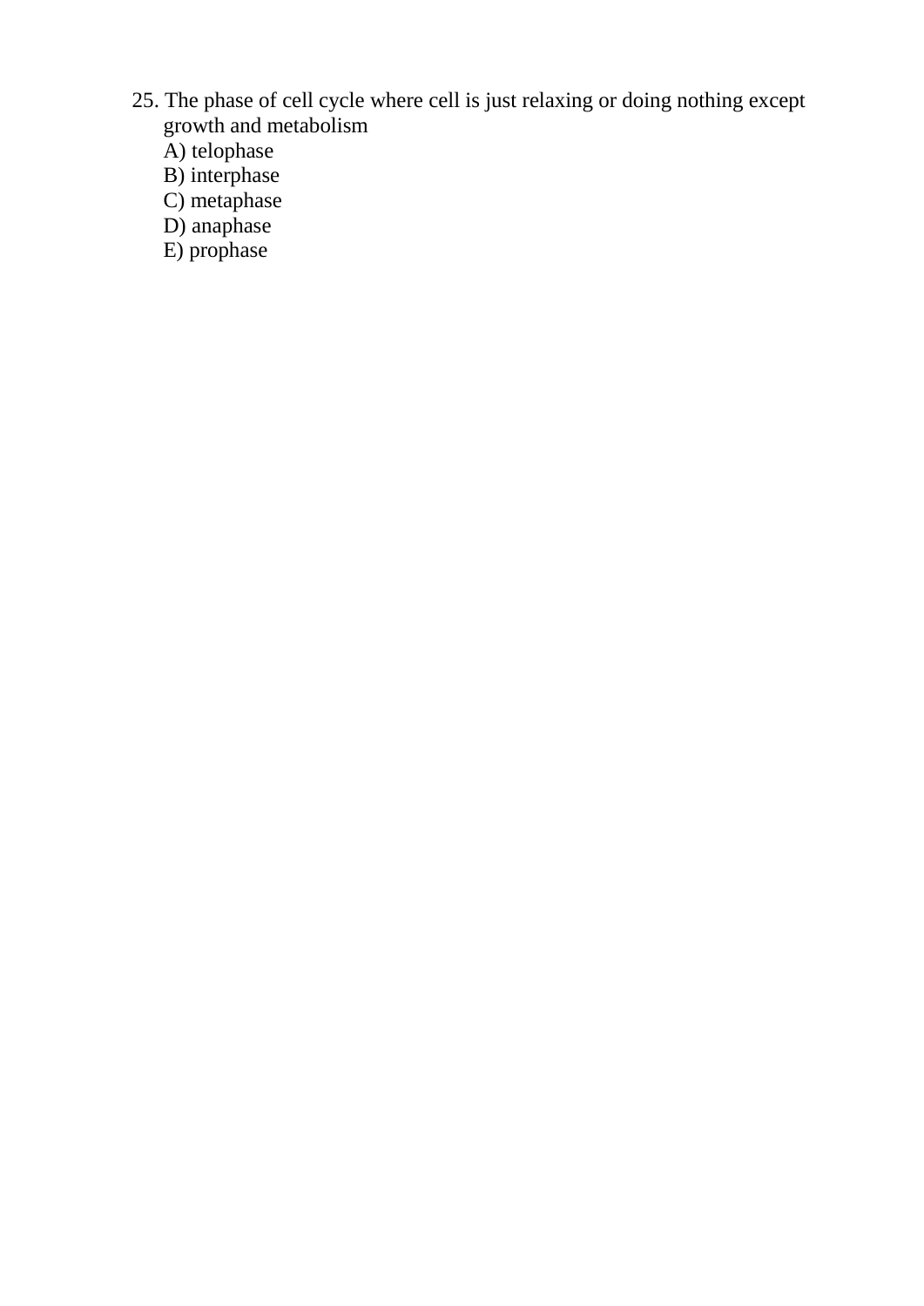25. The phase of cell cycle where cell is just relaxing or doing nothing except growth and metabolism

    A) telophase
    B) interphase
    C) metaphase
    D) anaphase
    E) prophase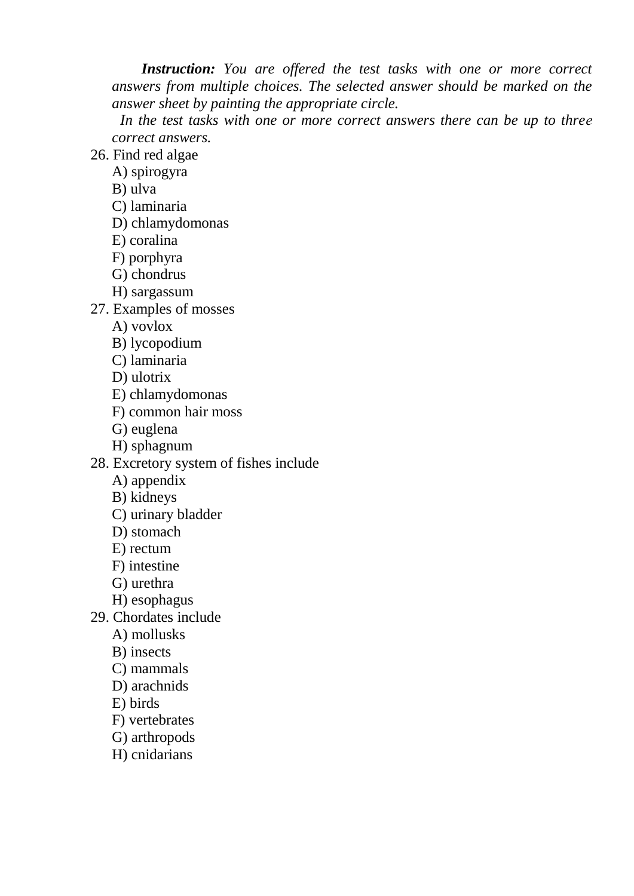***Instruction:*** *You are offered the test tasks with one or more correct answers from multiple choices. The selected answer should be marked on the answer sheet by painting the appropriate circle.*

*In the test tasks with one or more correct answers there can be up to three correct answers.*

26. Find red algae
    - A) spirogyra
    - B) ulva
    - C) laminaria
    - D) chlamydomonas
    - E) coralina
    - F) porphyra
    - G) chondrus
    - H) sargassum
27. Examples of mosses
    - A) vovlox
    - B) lycopodium
    - C) laminaria
    - D) ulotrix
    - E) chlamydomonas
    - F) common hair moss
    - G) euglena
    - H) sphagnum
28. Excretory system of fishes include
    - A) appendix
    - B) kidneys
    - C) urinary bladder
    - D) stomach
    - E) rectum
    - F) intestine
    - G) urethra
    - H) esophagus
29. Chordates include
    - A) mollusks
    - B) insects
    - C) mammals
    - D) arachnids
    - E) birds
    - F) vertebrates
    - G) arthropods
    - H) cnidarians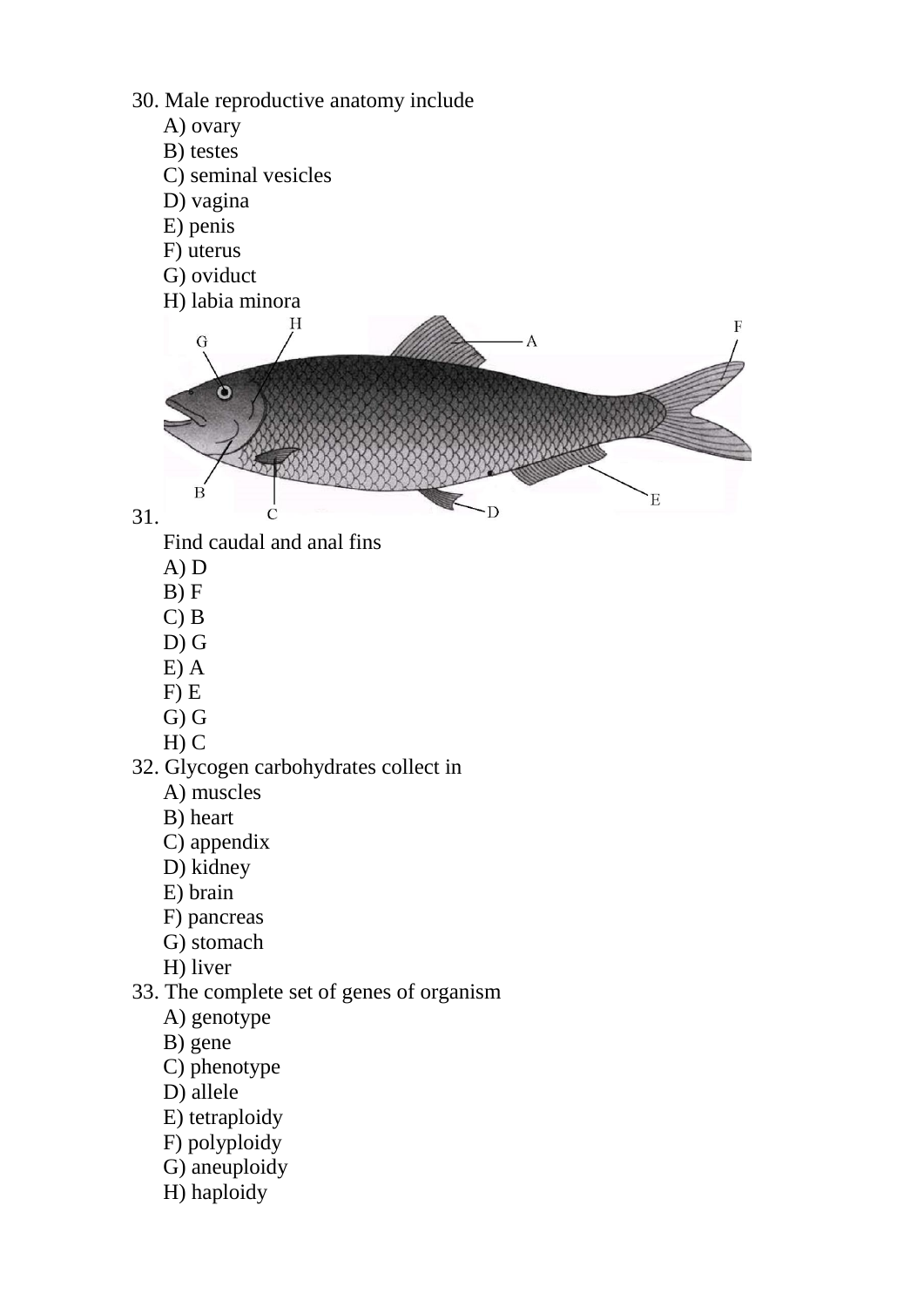30. Male reproductive anatomy include
   A) ovary
   B) testes
   C) seminal vesicles
   D) vagina
   E) penis
   F) uterus
   G) oviduct
   H) labia minora

31.
   Find caudal and anal fins
   A) D
   B) F
   C) B
   D) G
   E) A
   F) E
   G) G
   H) C

32. Glycogen carbohydrates collect in
   A) muscles
   B) heart
   C) appendix
   D) kidney
   E) brain
   F) pancreas
   G) stomach
   H) liver

33. The complete set of genes of organism
   A) genotype
   B) gene
   C) phenotype
   D) allele
   E) tetraploidy
   F) polyploidy
   G) aneuploidy
   H) haploidy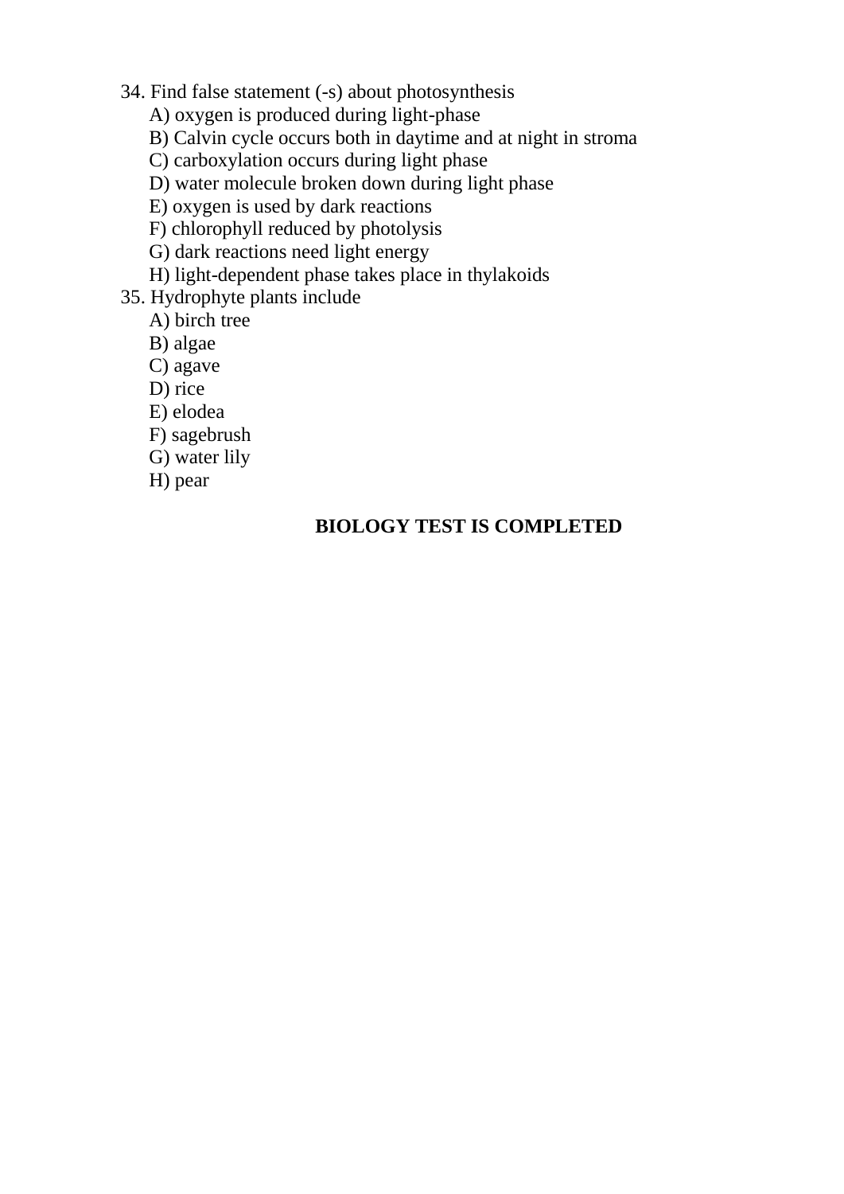34. Find false statement (-s) about photosynthesis
    A) oxygen is produced during light-phase
    B) Calvin cycle occurs both in daytime and at night in stroma
    C) carboxylation occurs during light phase
    D) water molecule broken down during light phase
    E) oxygen is used by dark reactions
    F) chlorophyll reduced by photolysis
    G) dark reactions need light energy
    H) light-dependent phase takes place in thylakoids

35. Hydrophyte plants include
    A) birch tree
    B) algae
    C) agave
    D) rice
    E) elodea
    F) sagebrush
    G) water lily
    H) pear

**BIOLOGY TEST IS COMPLETED**